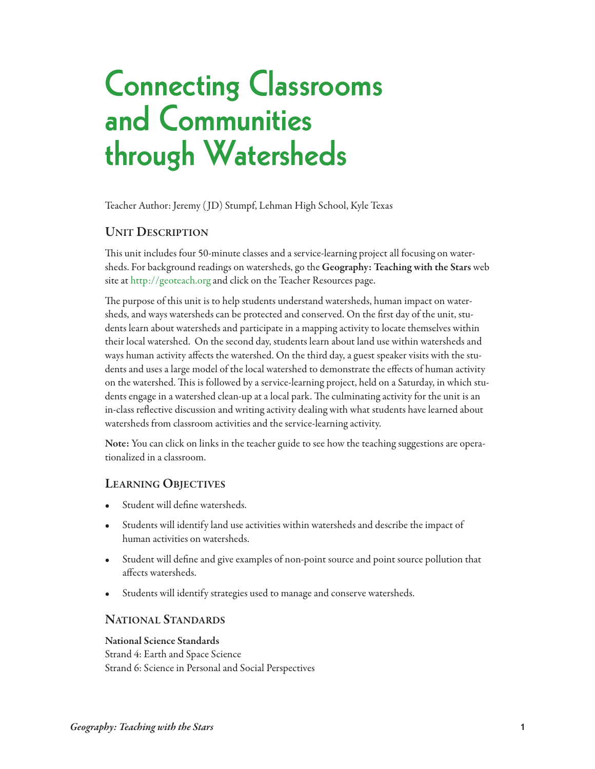# Connecting Classrooms and Communities through Watersheds

Teacher Author: Jeremy (JD) Stumpf, Lehman High School, Kyle Texas

## Unit Description

This unit includes four 50-minute classes and a service-learning project all focusing on watersheds. For background readings on watersheds, go the **Geography: Teaching with the Stars** web site at http://geoteach.org and click on the Teacher Resources page.

The purpose of this unit is to help students understand watersheds, human impact on watersheds, and ways watersheds can be protected and conserved. On the first day of the unit, students learn about watersheds and participate in a mapping activity to locate themselves within their local watershed. On the second day, students learn about land use within watersheds and ways human activity affects the watershed. On the third day, a guest speaker visits with the students and uses a large model of the local watershed to demonstrate the effects of human activity on the watershed. This is followed by a service-learning project, held on a Saturday, in which students engage in a watershed clean-up at a local park. The culminating activity for the unit is an in-class reflective discussion and writing activity dealing with what students have learned about watersheds from classroom activities and the service-learning activity.

**Note:** You can click on links in the teacher guide to see how the teaching suggestions are operationalized in a classroom.

## Learning Objectives

- Student will define watersheds.
- Students will identify land use activities within watersheds and describe the impact of human activities on watersheds.
- Student will define and give examples of non-point source and point source pollution that affects watersheds.
- Students will identify strategies used to manage and conserve watersheds.

## National Standards

**National Science Standards**
Strand 4: Earth and Space Science
Strand 6: Science in Personal and Social Perspectives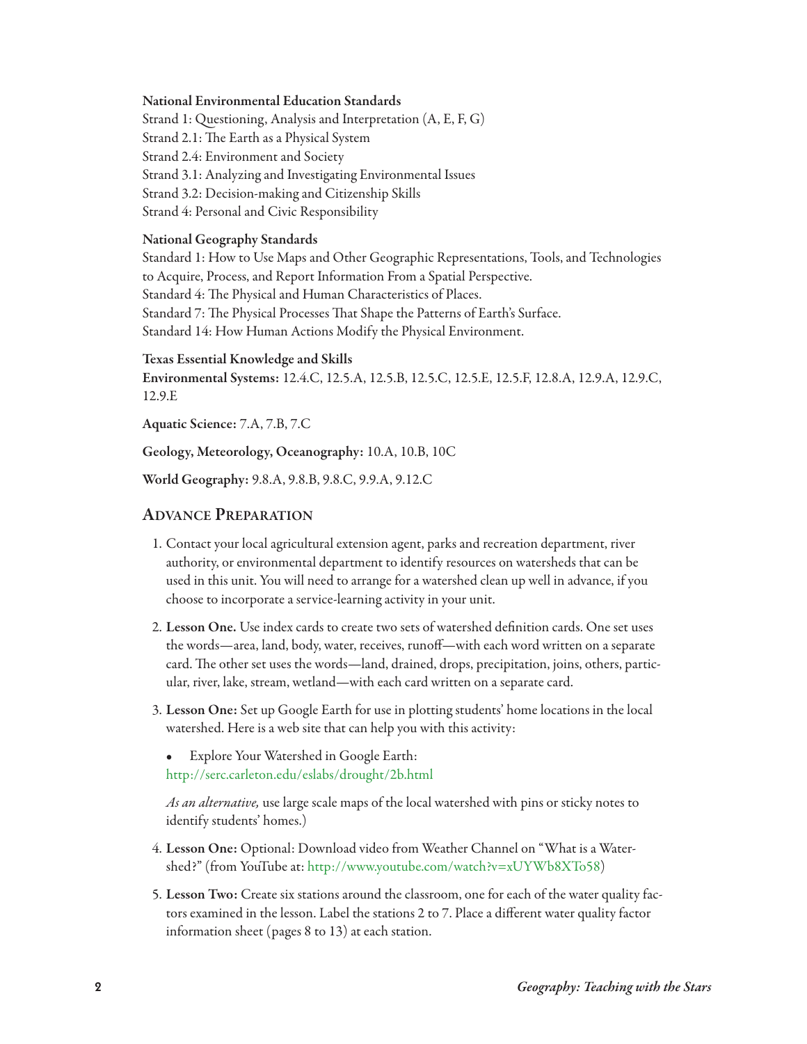**National Environmental Education Standards**

Strand 1: Questioning, Analysis and Interpretation (A, E, F, G)
Strand 2.1: The Earth as a Physical System
Strand 2.4: Environment and Society
Strand 3.1: Analyzing and Investigating Environmental Issues
Strand 3.2: Decision-making and Citizenship Skills
Strand 4: Personal and Civic Responsibility

**National Geography Standards**

Standard 1: How to Use Maps and Other Geographic Representations, Tools, and Technologies to Acquire, Process, and Report Information From a Spatial Perspective.
Standard 4: The Physical and Human Characteristics of Places.
Standard 7: The Physical Processes That Shape the Patterns of Earth's Surface.
Standard 14: How Human Actions Modify the Physical Environment.

**Texas Essential Knowledge and Skills**

**Environmental Systems:** 12.4.C, 12.5.A, 12.5.B, 12.5.C, 12.5.E, 12.5.F, 12.8.A, 12.9.A, 12.9.C, 12.9.E

**Aquatic Science:** 7.A, 7.B, 7.C

**Geology, Meteorology, Oceanography:** 10.A, 10.B, 10C

**World Geography:** 9.8.A, 9.8.B, 9.8.C, 9.9.A, 9.12.C

## Advance Preparation

1. Contact your local agricultural extension agent, parks and recreation department, river authority, or environmental department to identify resources on watersheds that can be used in this unit. You will need to arrange for a watershed clean up well in advance, if you choose to incorporate a service-learning activity in your unit.

2. **Lesson One.** Use index cards to create two sets of watershed definition cards. One set uses the words—area, land, body, water, receives, runoff—with each word written on a separate card. The other set uses the words—land, drained, drops, precipitation, joins, others, particular, river, lake, stream, wetland—with each card written on a separate card.

3. **Lesson One:** Set up Google Earth for use in plotting students' home locations in the local watershed. Here is a web site that can help you with this activity:

   - Explore Your Watershed in Google Earth: http://serc.carleton.edu/eslabs/drought/2b.html

   *As an alternative,* use large scale maps of the local watershed with pins or sticky notes to identify students' homes.)

4. **Lesson One:** Optional: Download video from Weather Channel on "What is a Watershed?" (from YouTube at: http://www.youtube.com/watch?v=xUYWb8XTo58)

5. **Lesson Two:** Create six stations around the classroom, one for each of the water quality factors examined in the lesson. Label the stations 2 to 7. Place a different water quality factor information sheet (pages 8 to 13) at each station.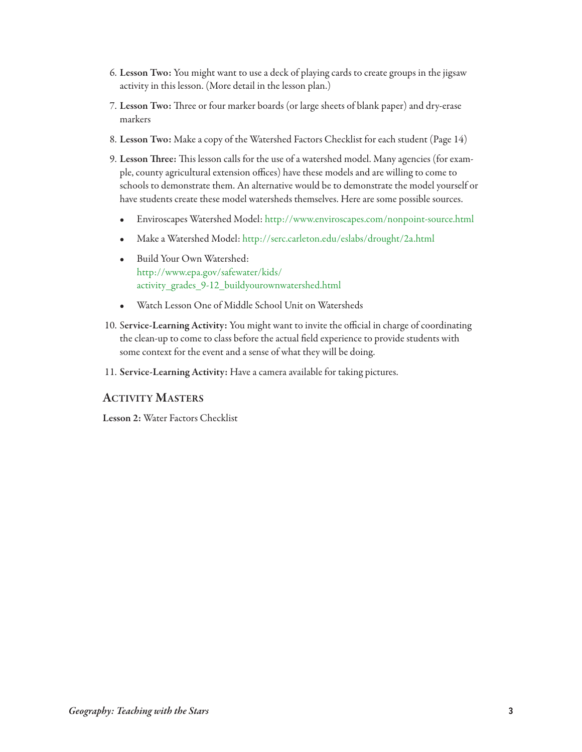6. **Lesson Two:** You might want to use a deck of playing cards to create groups in the jigsaw activity in this lesson. (More detail in the lesson plan.)
7. **Lesson Two:** Three or four marker boards (or large sheets of blank paper) and dry-erase markers
8. **Lesson Two:** Make a copy of the Watershed Factors Checklist for each student (Page 14)
9. **Lesson Three:** This lesson calls for the use of a watershed model. Many agencies (for example, county agricultural extension offices) have these models and are willing to come to schools to demonstrate them. An alternative would be to demonstrate the model yourself or have students create these model watersheds themselves. Here are some possible sources.
   - Enviroscapes Watershed Model: http://www.enviroscapes.com/nonpoint-source.html
   - Make a Watershed Model: http://serc.carleton.edu/eslabs/drought/2a.html
   - Build Your Own Watershed: http://www.epa.gov/safewater/kids/activity_grades_9-12_buildyourownwatershed.html
   - Watch Lesson One of Middle School Unit on Watersheds
10. **Service-Learning Activity:** You might want to invite the official in charge of coordinating the clean-up to come to class before the actual field experience to provide students with some context for the event and a sense of what they will be doing.
11. **Service-Learning Activity:** Have a camera available for taking pictures.

## Activity Masters

**Lesson 2:** Water Factors Checklist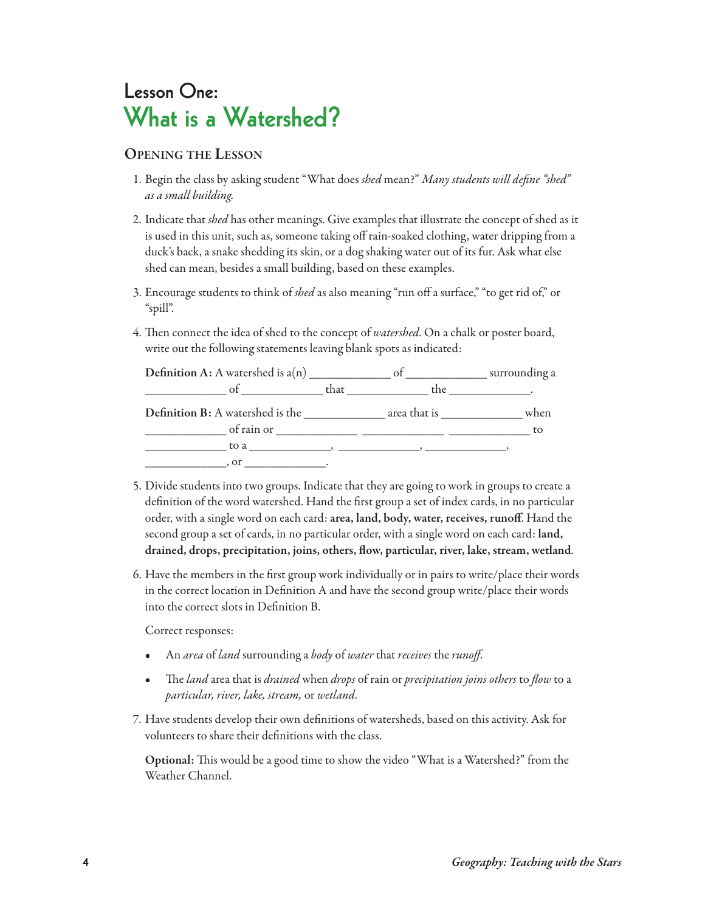# Lesson One:
# What is a Watershed?

## Opening the Lesson

1. Begin the class by asking student "What does *shed* mean?" *Many students will define "shed" as a small building.*

2. Indicate that *shed* has other meanings. Give examples that illustrate the concept of shed as it is used in this unit, such as, someone taking off rain-soaked clothing, water dripping from a duck's back, a snake shedding its skin, or a dog shaking water out of its fur. Ask what else shed can mean, besides a small building, based on these examples.

3. Encourage students to think of *shed* as also meaning "run off a surface," "to get rid of," or "spill".

4. Then connect the idea of shed to the concept of *watershed*. On a chalk or poster board, write out the following statements leaving blank spots as indicated:

   **Definition A:** A watershed is a(n) _____________ of _____________ surrounding a _____________ of _____________ that _____________ the _____________.

   **Definition B:** A watershed is the _____________ area that is _____________ when _____________ of rain or _____________ _____________ _____________ to _____________ to a _____________, _____________, _____________, _____________, or _____________.

5. Divide students into two groups. Indicate that they are going to work in groups to create a definition of the word watershed. Hand the first group a set of index cards, in no particular order, with a single word on each card: **area, land, body, water, receives, runoff**. Hand the second group a set of cards, in no particular order, with a single word on each card: **land, drained, drops, precipitation, joins, others, flow, particular, river, lake, stream, wetland**.

6. Have the members in the first group work individually or in pairs to write/place their words in the correct location in Definition A and have the second group write/place their words into the correct slots in Definition B.

   Correct responses:

   - An *area* of *land* surrounding a *body* of *water* that *receives* the *runoff*.
   - The *land* area that is *drained* when *drops* of rain or *precipitation joins others* to *flow* to a *particular, river, lake, stream,* or *wetland*.

7. Have students develop their own definitions of watersheds, based on this activity. Ask for volunteers to share their definitions with the class.

   **Optional:** This would be a good time to show the video "What is a Watershed?" from the Weather Channel.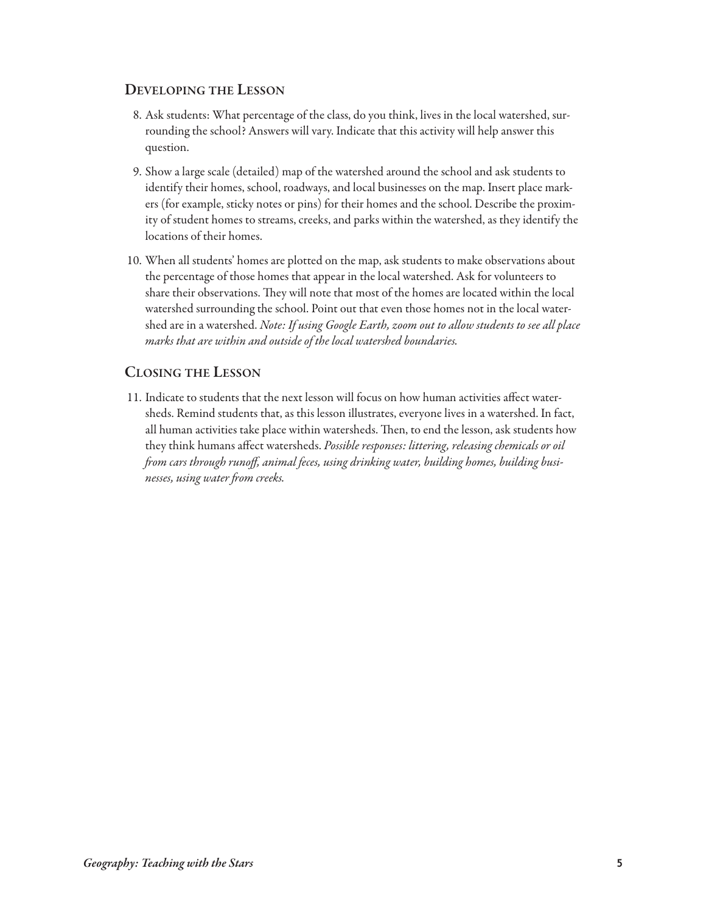## Developing the Lesson

8. Ask students: What percentage of the class, do you think, lives in the local watershed, surrounding the school? Answers will vary. Indicate that this activity will help answer this question.

9. Show a large scale (detailed) map of the watershed around the school and ask students to identify their homes, school, roadways, and local businesses on the map. Insert place markers (for example, sticky notes or pins) for their homes and the school. Describe the proximity of student homes to streams, creeks, and parks within the watershed, as they identify the locations of their homes.

10. When all students' homes are plotted on the map, ask students to make observations about the percentage of those homes that appear in the local watershed. Ask for volunteers to share their observations. They will note that most of the homes are located within the local watershed surrounding the school. Point out that even those homes not in the local watershed are in a watershed. *Note: If using Google Earth, zoom out to allow students to see all place marks that are within and outside of the local watershed boundaries.*

## Closing the Lesson

11. Indicate to students that the next lesson will focus on how human activities affect watersheds. Remind students that, as this lesson illustrates, everyone lives in a watershed. In fact, all human activities take place within watersheds. Then, to end the lesson, ask students how they think humans affect watersheds. *Possible responses: littering, releasing chemicals or oil from cars through runoff, animal feces, using drinking water, building homes, building businesses, using water from creeks.*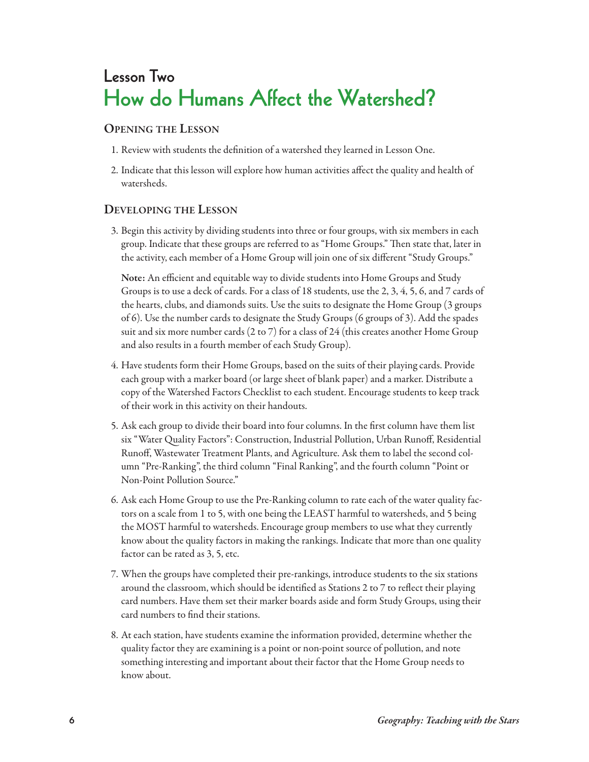## Lesson Two

# How do Humans Affect the Watershed?

### Opening the Lesson

1. Review with students the definition of a watershed they learned in Lesson One.
2. Indicate that this lesson will explore how human activities affect the quality and health of watersheds.

### Developing the Lesson

3. Begin this activity by dividing students into three or four groups, with six members in each group. Indicate that these groups are referred to as "Home Groups." Then state that, later in the activity, each member of a Home Group will join one of six different "Study Groups."

   **Note:** An efficient and equitable way to divide students into Home Groups and Study Groups is to use a deck of cards. For a class of 18 students, use the 2, 3, 4, 5, 6, and 7 cards of the hearts, clubs, and diamonds suits. Use the suits to designate the Home Group (3 groups of 6). Use the number cards to designate the Study Groups (6 groups of 3). Add the spades suit and six more number cards (2 to 7) for a class of 24 (this creates another Home Group and also results in a fourth member of each Study Group).

4. Have students form their Home Groups, based on the suits of their playing cards. Provide each group with a marker board (or large sheet of blank paper) and a marker. Distribute a copy of the Watershed Factors Checklist to each student. Encourage students to keep track of their work in this activity on their handouts.
5. Ask each group to divide their board into four columns. In the first column have them list six "Water Quality Factors": Construction, Industrial Pollution, Urban Runoff, Residential Runoff, Wastewater Treatment Plants, and Agriculture. Ask them to label the second column "Pre-Ranking", the third column "Final Ranking", and the fourth column "Point or Non-Point Pollution Source."
6. Ask each Home Group to use the Pre-Ranking column to rate each of the water quality factors on a scale from 1 to 5, with one being the LEAST harmful to watersheds, and 5 being the MOST harmful to watersheds. Encourage group members to use what they currently know about the quality factors in making the rankings. Indicate that more than one quality factor can be rated as 3, 5, etc.
7. When the groups have completed their pre-rankings, introduce students to the six stations around the classroom, which should be identified as Stations 2 to 7 to reflect their playing card numbers. Have them set their marker boards aside and form Study Groups, using their card numbers to find their stations.
8. At each station, have students examine the information provided, determine whether the quality factor they are examining is a point or non-point source of pollution, and note something interesting and important about their factor that the Home Group needs to know about.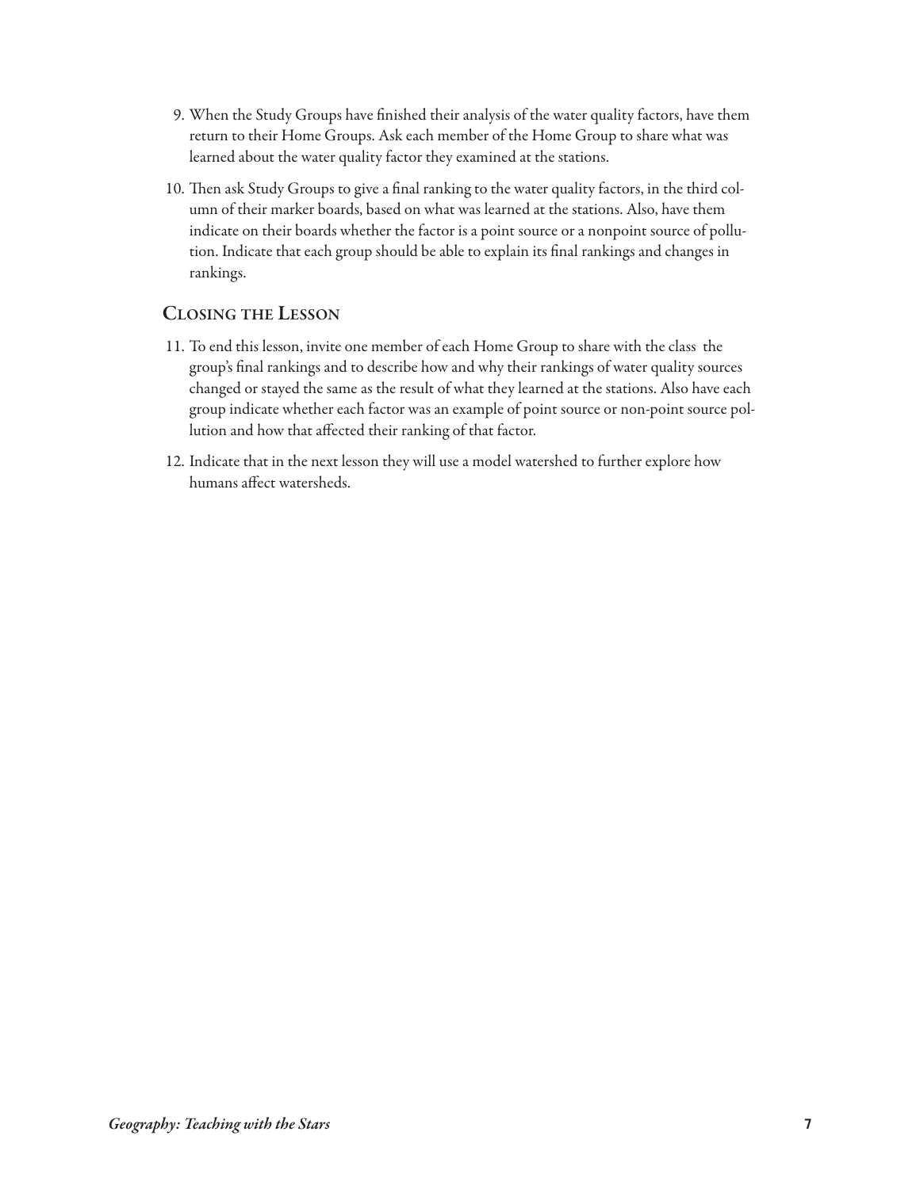9. When the Study Groups have finished their analysis of the water quality factors, have them return to their Home Groups. Ask each member of the Home Group to share what was learned about the water quality factor they examined at the stations.

10. Then ask Study Groups to give a final ranking to the water quality factors, in the third column of their marker boards, based on what was learned at the stations. Also, have them indicate on their boards whether the factor is a point source or a nonpoint source of pollution. Indicate that each group should be able to explain its final rankings and changes in rankings.

## Closing the Lesson

11. To end this lesson, invite one member of each Home Group to share with the class the group's final rankings and to describe how and why their rankings of water quality sources changed or stayed the same as the result of what they learned at the stations. Also have each group indicate whether each factor was an example of point source or non-point source pollution and how that affected their ranking of that factor.

12. Indicate that in the next lesson they will use a model watershed to further explore how humans affect watersheds.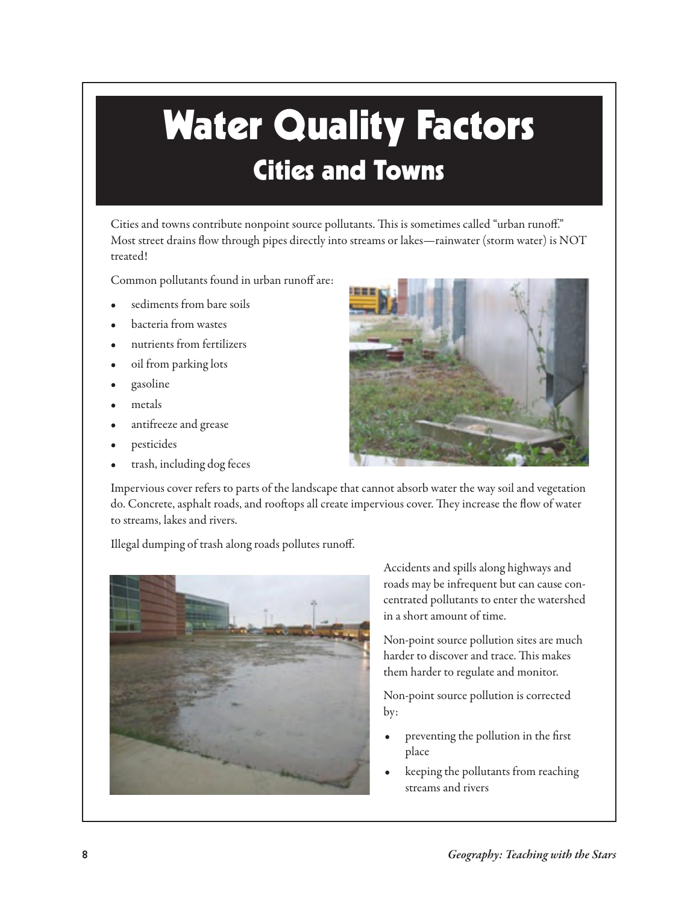# Water Quality Factors

## Cities and Towns

Cities and towns contribute nonpoint source pollutants. This is sometimes called "urban runoff." Most street drains flow through pipes directly into streams or lakes—rainwater (storm water) is NOT treated!

Common pollutants found in urban runoff are:

- sediments from bare soils
- bacteria from wastes
- nutrients from fertilizers
- oil from parking lots
- gasoline
- metals
- antifreeze and grease
- pesticides
- trash, including dog feces

Impervious cover refers to parts of the landscape that cannot absorb water the way soil and vegetation do. Concrete, asphalt roads, and rooftops all create impervious cover. They increase the flow of water to streams, lakes and rivers.

Illegal dumping of trash along roads pollutes runoff.

Accidents and spills along highways and roads may be infrequent but can cause concentrated pollutants to enter the watershed in a short amount of time.

Non-point source pollution sites are much harder to discover and trace. This makes them harder to regulate and monitor.

Non-point source pollution is corrected by:

- preventing the pollution in the first place
- keeping the pollutants from reaching streams and rivers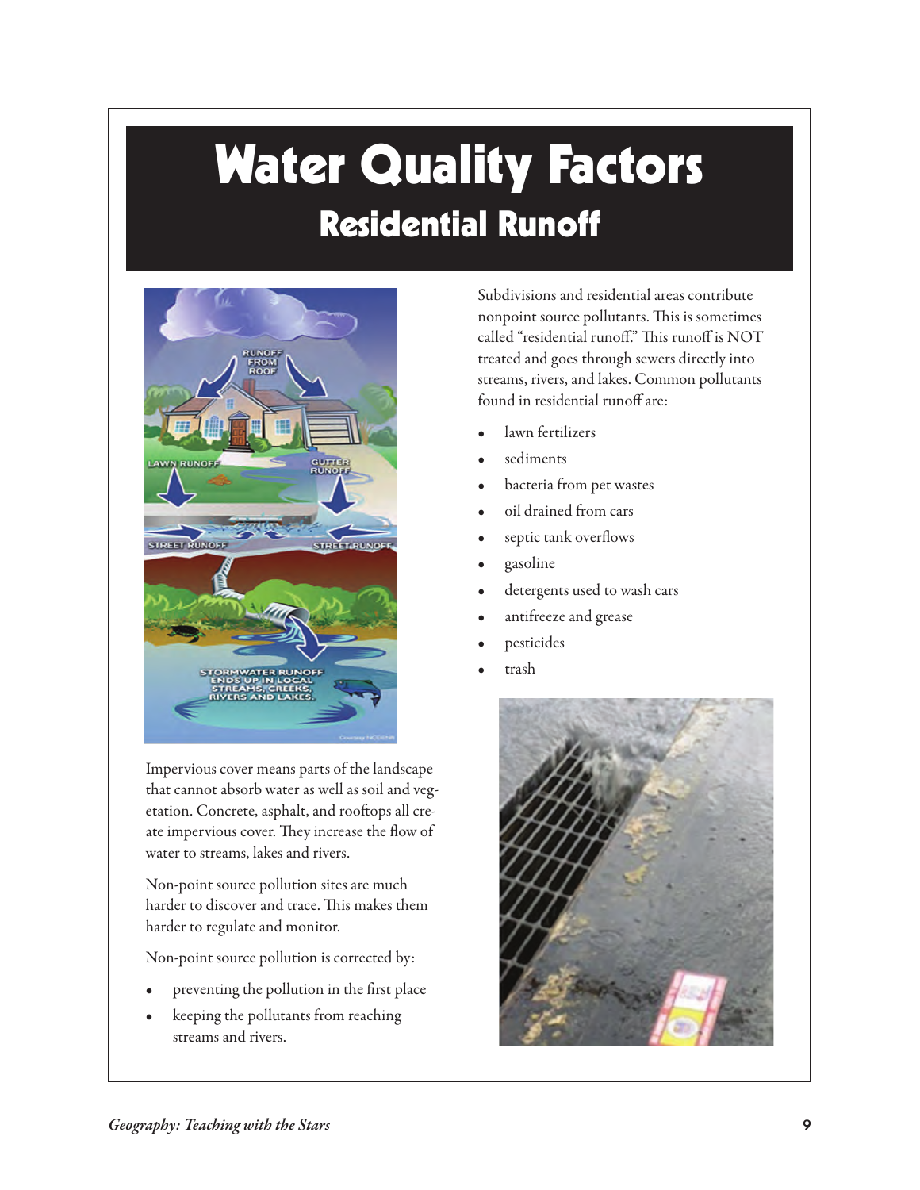# Water Quality Factors

## Residential Runoff

Subdivisions and residential areas contribute nonpoint source pollutants. This is sometimes called "residential runoff." This runoff is NOT treated and goes through sewers directly into streams, rivers, and lakes. Common pollutants found in residential runoff are:

- lawn fertilizers
- sediments
- bacteria from pet wastes
- oil drained from cars
- septic tank overflows
- gasoline
- detergents used to wash cars
- antifreeze and grease
- pesticides
- trash

Impervious cover means parts of the landscape that cannot absorb water as well as soil and vegetation. Concrete, asphalt, and rooftops all create impervious cover. They increase the flow of water to streams, lakes and rivers.

Non-point source pollution sites are much harder to discover and trace. This makes them harder to regulate and monitor.

Non-point source pollution is corrected by:

- preventing the pollution in the first place
- keeping the pollutants from reaching streams and rivers.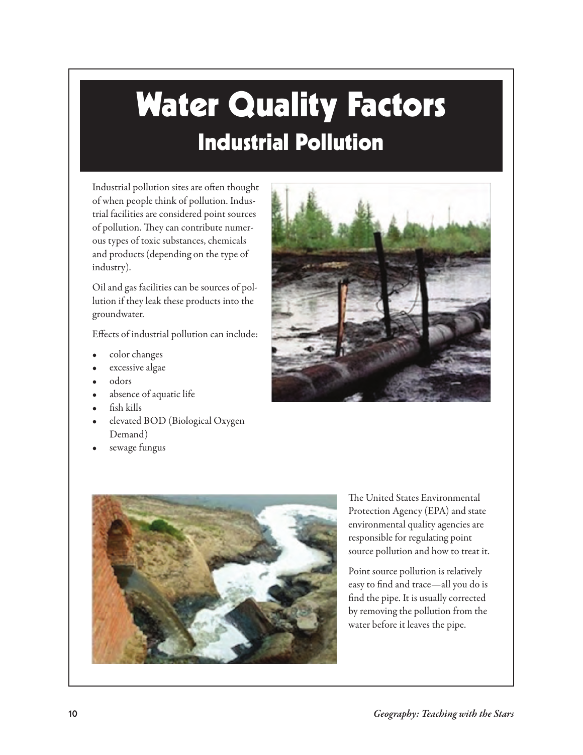# Water Quality Factors

## Industrial Pollution

Industrial pollution sites are often thought of when people think of pollution. Industrial facilities are considered point sources of pollution. They can contribute numerous types of toxic substances, chemicals and products (depending on the type of industry).

Oil and gas facilities can be sources of pollution if they leak these products into the groundwater.

Effects of industrial pollution can include:

- color changes
- excessive algae
- odors
- absence of aquatic life
- fish kills
- elevated BOD (Biological Oxygen Demand)
- sewage fungus

The United States Environmental Protection Agency (EPA) and state environmental quality agencies are responsible for regulating point source pollution and how to treat it.

Point source pollution is relatively easy to find and trace—all you do is find the pipe. It is usually corrected by removing the pollution from the water before it leaves the pipe.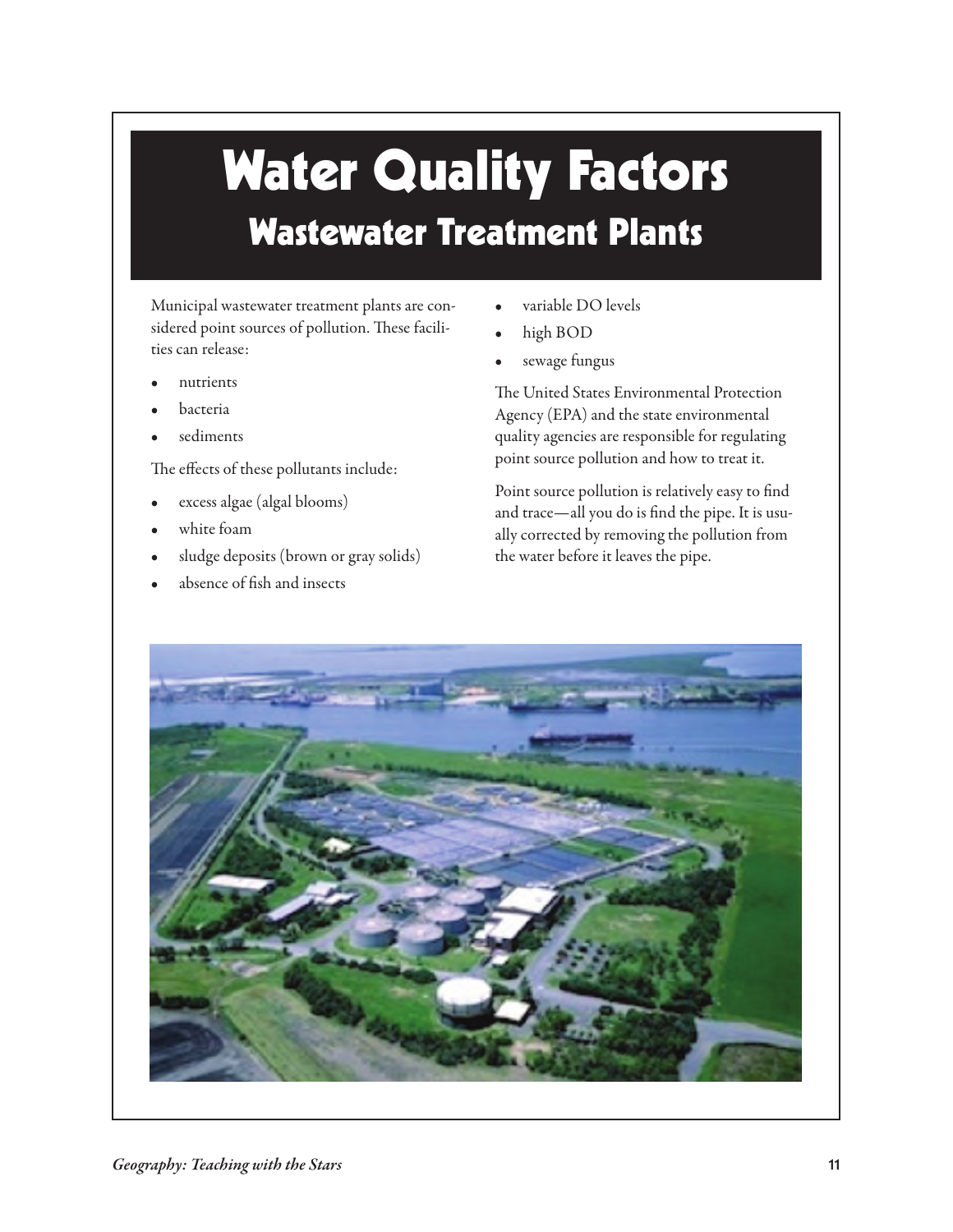# Water Quality Factors

## Wastewater Treatment Plants

Municipal wastewater treatment plants are considered point sources of pollution. These facilities can release:

- nutrients
- bacteria
- sediments

The effects of these pollutants include:

- excess algae (algal blooms)
- white foam
- sludge deposits (brown or gray solids)
- absence of fish and insects
- variable DO levels
- high BOD
- sewage fungus

The United States Environmental Protection Agency (EPA) and the state environmental quality agencies are responsible for regulating point source pollution and how to treat it.

Point source pollution is relatively easy to find and trace—all you do is find the pipe. It is usually corrected by removing the pollution from the water before it leaves the pipe.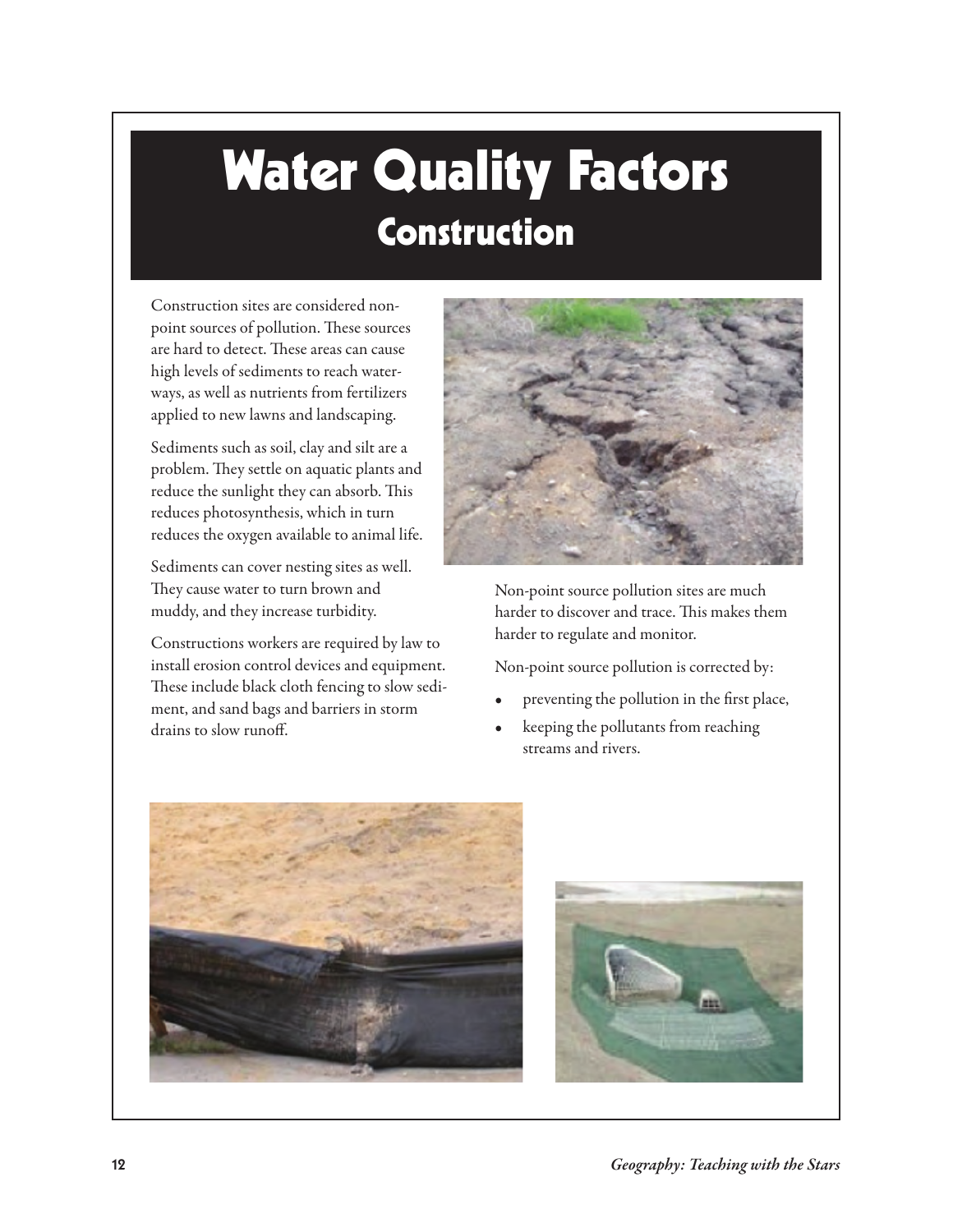# Water Quality Factors

## Construction

Construction sites are considered non-point sources of pollution. These sources are hard to detect. These areas can cause high levels of sediments to reach waterways, as well as nutrients from fertilizers applied to new lawns and landscaping.

Sediments such as soil, clay and silt are a problem. They settle on aquatic plants and reduce the sunlight they can absorb. This reduces photosynthesis, which in turn reduces the oxygen available to animal life.

Sediments can cover nesting sites as well. They cause water to turn brown and muddy, and they increase turbidity.

Constructions workers are required by law to install erosion control devices and equipment. These include black cloth fencing to slow sediment, and sand bags and barriers in storm drains to slow runoff.

Non-point source pollution sites are much harder to discover and trace. This makes them harder to regulate and monitor.

Non-point source pollution is corrected by:

- preventing the pollution in the first place,
- keeping the pollutants from reaching streams and rivers.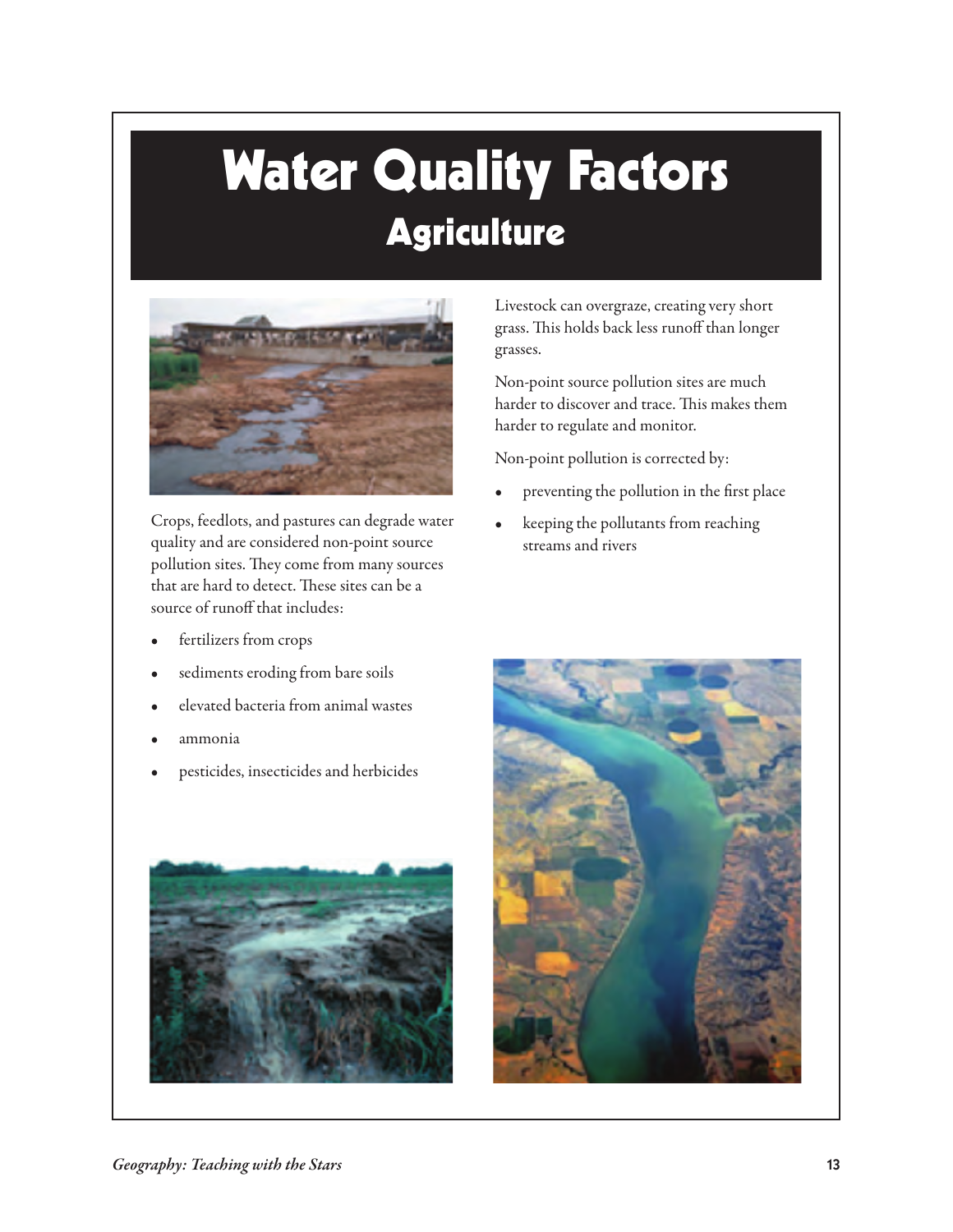# Water Quality Factors

## Agriculture

Crops, feedlots, and pastures can degrade water quality and are considered non-point source pollution sites. They come from many sources that are hard to detect. These sites can be a source of runoff that includes:

- fertilizers from crops
- sediments eroding from bare soils
- elevated bacteria from animal wastes
- ammonia
- pesticides, insecticides and herbicides

Livestock can overgraze, creating very short grass. This holds back less runoff than longer grasses.

Non-point source pollution sites are much harder to discover and trace. This makes them harder to regulate and monitor.

Non-point pollution is corrected by:

- preventing the pollution in the first place
- keeping the pollutants from reaching streams and rivers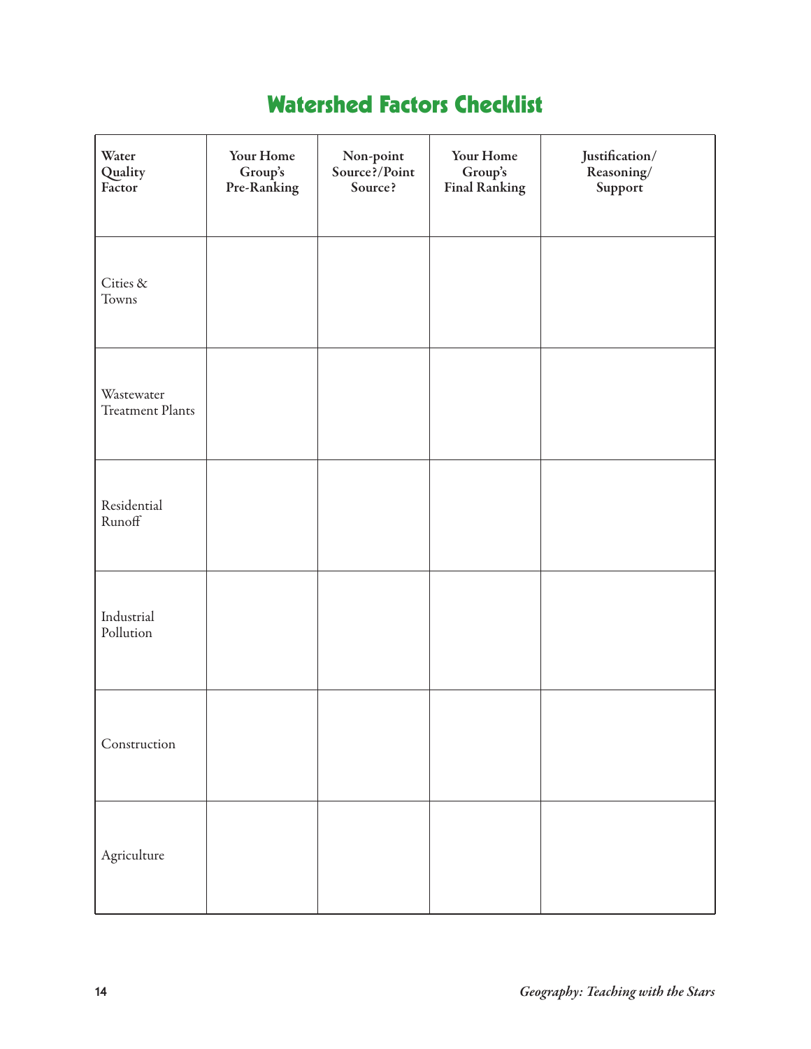# Watershed Factors Checklist

| Water Quality Factor | Your Home Group's Pre-Ranking | Non-point Source?/Point Source? | Your Home Group's Final Ranking | Justification/ Reasoning/ Support |
|---|---|---|---|---|
| Cities & Towns | | | | |
| Wastewater Treatment Plants | | | | |
| Residential Runoff | | | | |
| Industrial Pollution | | | | |
| Construction | | | | |
| Agriculture | | | | |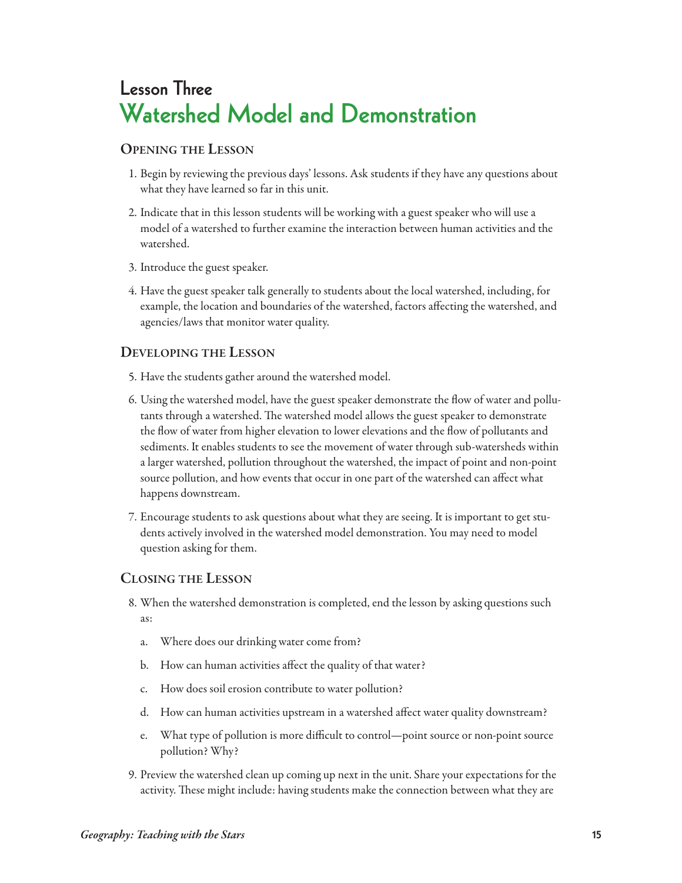## Lesson Three
# Watershed Model and Demonstration

### Opening the Lesson

1. Begin by reviewing the previous days' lessons. Ask students if they have any questions about what they have learned so far in this unit.

2. Indicate that in this lesson students will be working with a guest speaker who will use a model of a watershed to further examine the interaction between human activities and the watershed.

3. Introduce the guest speaker.

4. Have the guest speaker talk generally to students about the local watershed, including, for example, the location and boundaries of the watershed, factors affecting the watershed, and agencies/laws that monitor water quality.

### Developing the Lesson

5. Have the students gather around the watershed model.

6. Using the watershed model, have the guest speaker demonstrate the flow of water and pollutants through a watershed. The watershed model allows the guest speaker to demonstrate the flow of water from higher elevation to lower elevations and the flow of pollutants and sediments. It enables students to see the movement of water through sub-watersheds within a larger watershed, pollution throughout the watershed, the impact of point and non-point source pollution, and how events that occur in one part of the watershed can affect what happens downstream.

7. Encourage students to ask questions about what they are seeing. It is important to get students actively involved in the watershed model demonstration. You may need to model question asking for them.

### Closing the Lesson

8. When the watershed demonstration is completed, end the lesson by asking questions such as:

   a. Where does our drinking water come from?

   b. How can human activities affect the quality of that water?

   c. How does soil erosion contribute to water pollution?

   d. How can human activities upstream in a watershed affect water quality downstream?

   e. What type of pollution is more difficult to control—point source or non-point source pollution? Why?

9. Preview the watershed clean up coming up next in the unit. Share your expectations for the activity. These might include: having students make the connection between what they are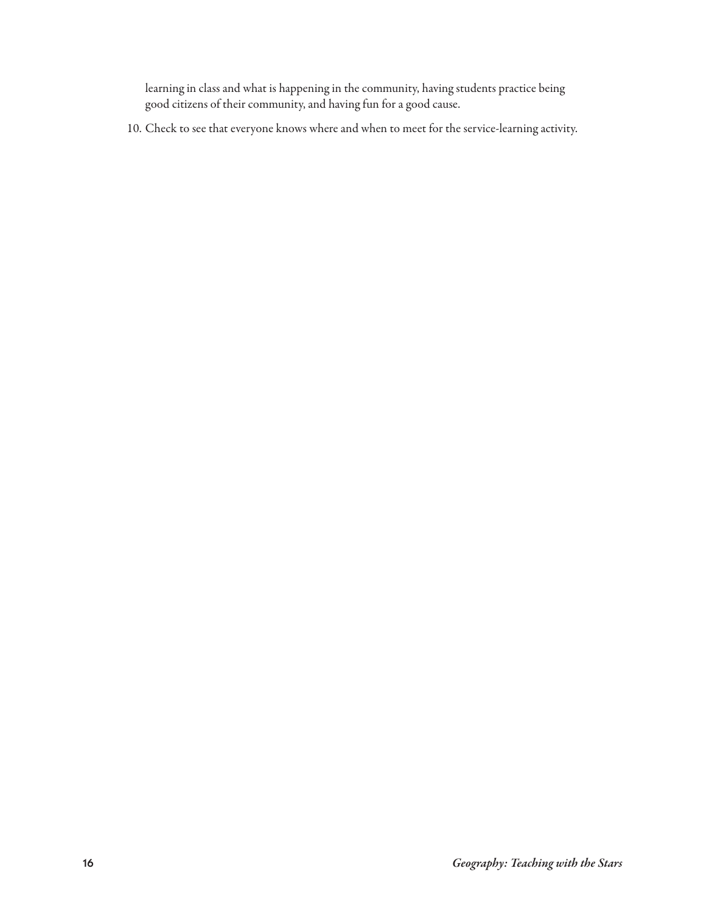learning in class and what is happening in the community, having students practice being good citizens of their community, and having fun for a good cause.

10. Check to see that everyone knows where and when to meet for the service-learning activity.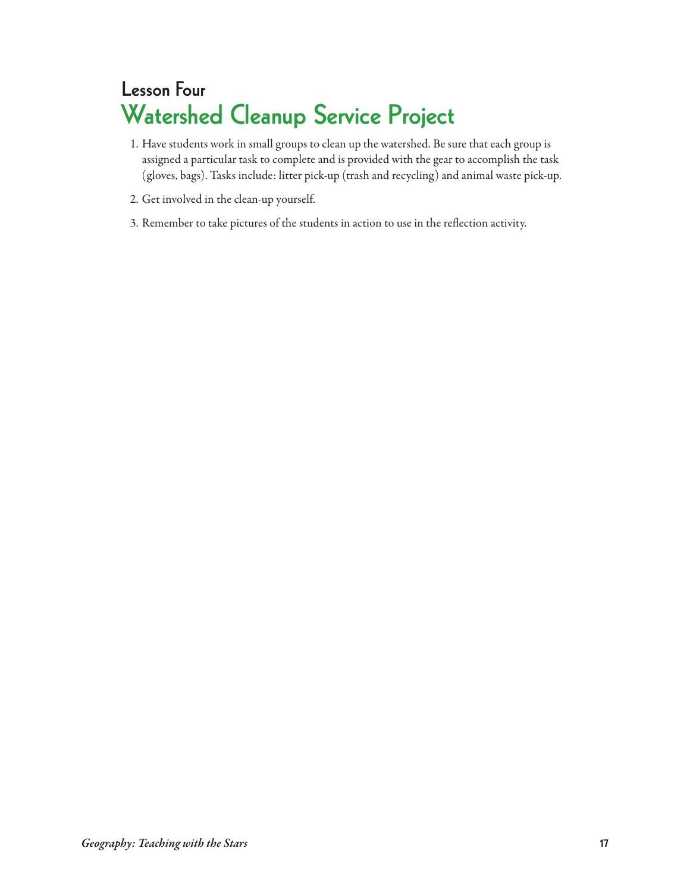## Lesson Four

# Watershed Cleanup Service Project

1. Have students work in small groups to clean up the watershed. Be sure that each group is assigned a particular task to complete and is provided with the gear to accomplish the task (gloves, bags). Tasks include: litter pick-up (trash and recycling) and animal waste pick-up.
2. Get involved in the clean-up yourself.
3. Remember to take pictures of the students in action to use in the reflection activity.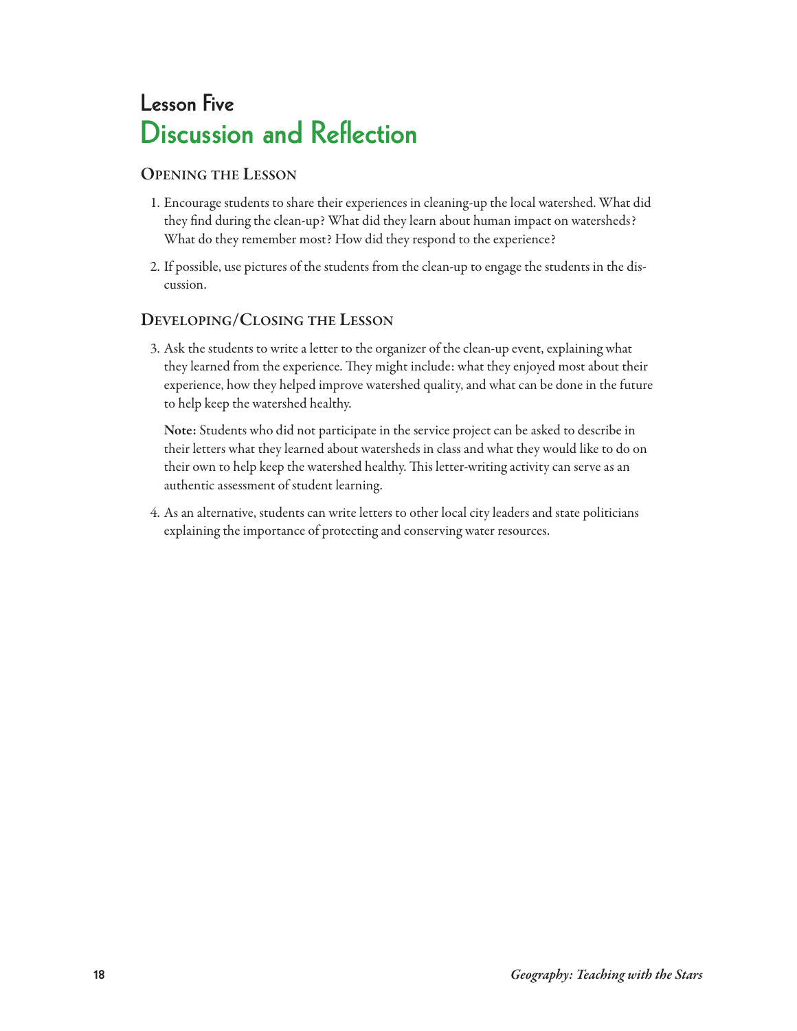## Lesson Five
# Discussion and Reflection

### Opening the Lesson

1. Encourage students to share their experiences in cleaning-up the local watershed. What did they find during the clean-up? What did they learn about human impact on watersheds? What do they remember most? How did they respond to the experience?

2. If possible, use pictures of the students from the clean-up to engage the students in the discussion.

### Developing/Closing the Lesson

3. Ask the students to write a letter to the organizer of the clean-up event, explaining what they learned from the experience. They might include: what they enjoyed most about their experience, how they helped improve watershed quality, and what can be done in the future to help keep the watershed healthy.

   **Note:** Students who did not participate in the service project can be asked to describe in their letters what they learned about watersheds in class and what they would like to do on their own to help keep the watershed healthy. This letter-writing activity can serve as an authentic assessment of student learning.

4. As an alternative, students can write letters to other local city leaders and state politicians explaining the importance of protecting and conserving water resources.